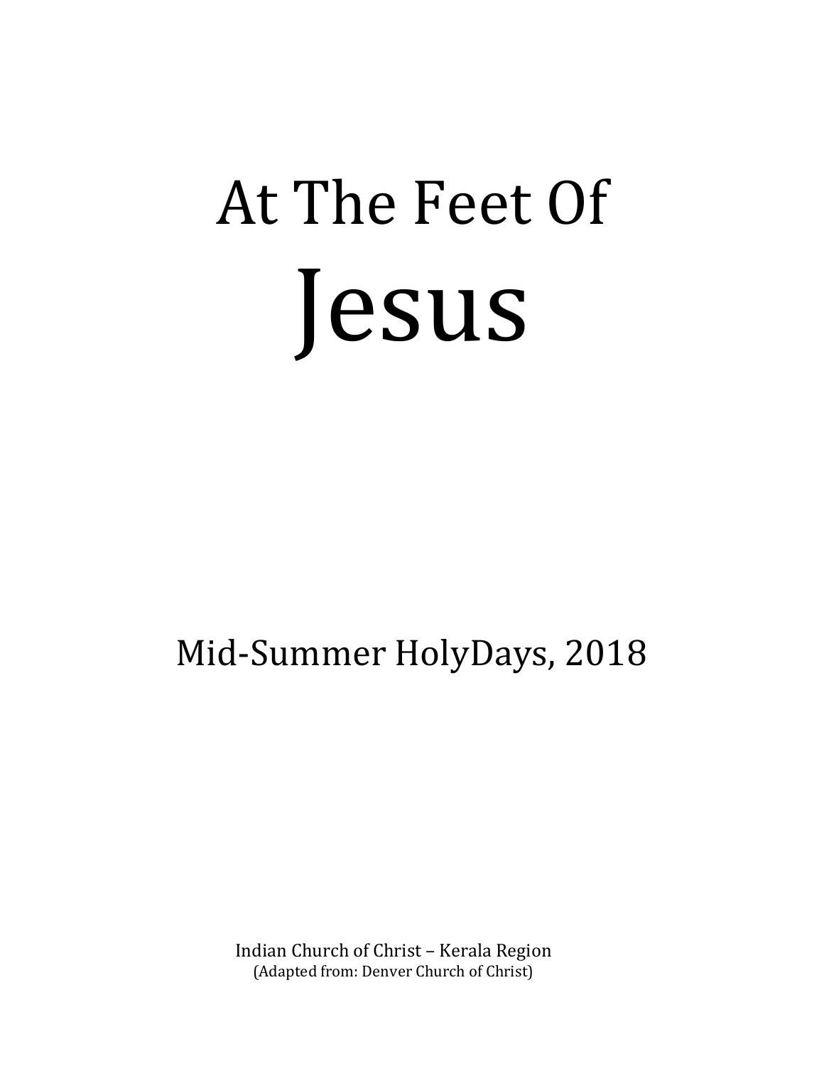# At The Feet Of Jesus

Mid-Summer HolyDays, 2018

Indian Church of Christ – Kerala Region
(Adapted from: Denver Church of Christ)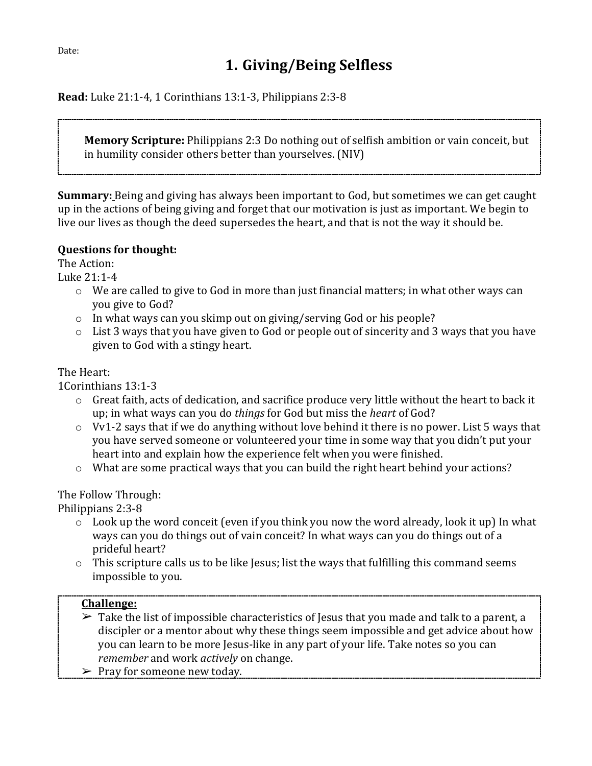Date:

# 1. Giving/Being Selfless

**Read:** Luke 21:1-4, 1 Corinthians 13:1-3, Philippians 2:3-8

> **Memory Scripture:** Philippians 2:3 Do nothing out of selfish ambition or vain conceit, but in humility consider others better than yourselves. (NIV)

**Summary:** Being and giving has always been important to God, but sometimes we can get caught up in the actions of being giving and forget that our motivation is just as important. We begin to live our lives as though the deed supersedes the heart, and that is not the way it should be.

**Questions for thought:**

The Action:

Luke 21:1-4

- We are called to give to God in more than just financial matters; in what other ways can you give to God?
- In what ways can you skimp out on giving/serving God or his people?
- List 3 ways that you have given to God or people out of sincerity and 3 ways that you have given to God with a stingy heart.

The Heart:

1Corinthians 13:1-3

- Great faith, acts of dedication, and sacrifice produce very little without the heart to back it up; in what ways can you do *things* for God but miss the *heart* of God?
- Vv1-2 says that if we do anything without love behind it there is no power. List 5 ways that you have served someone or volunteered your time in some way that you didn't put your heart into and explain how the experience felt when you were finished.
- What are some practical ways that you can build the right heart behind your actions?

The Follow Through:

Philippians 2:3-8

- Look up the word conceit (even if you think you now the word already, look it up) In what ways can you do things out of vain conceit? In what ways can you do things out of a prideful heart?
- This scripture calls us to be like Jesus; list the ways that fulfilling this command seems impossible to you.

> **Challenge:**
> - Take the list of impossible characteristics of Jesus that you made and talk to a parent, a discipler or a mentor about why these things seem impossible and get advice about how you can learn to be more Jesus-like in any part of your life. Take notes so you can *remember* and work *actively* on change.
> - Pray for someone new today.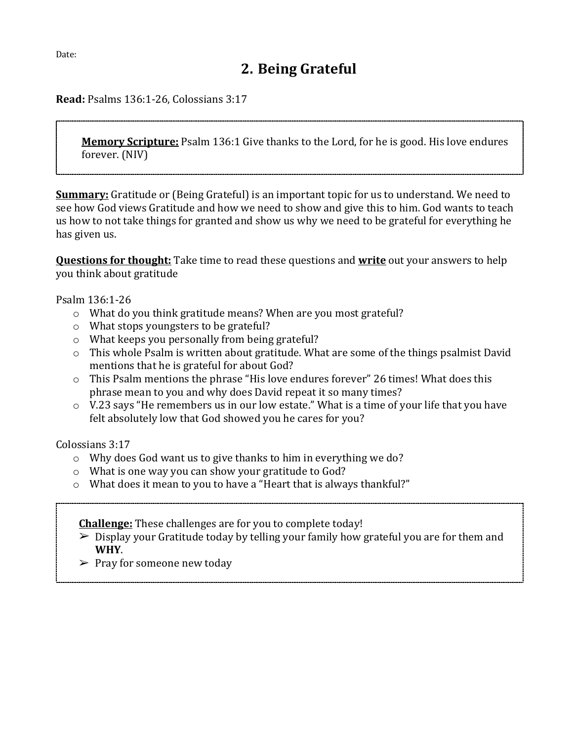Date:

# 2. Being Grateful

**Read:** Psalms 136:1-26, Colossians 3:17

> **Memory Scripture:** Psalm 136:1 Give thanks to the Lord, for he is good. His love endures forever. (NIV)

**Summary:** Gratitude or (Being Grateful) is an important topic for us to understand. We need to see how God views Gratitude and how we need to show and give this to him. God wants to teach us how to not take things for granted and show us why we need to be grateful for everything he has given us.

**Questions for thought:** Take time to read these questions and **write** out your answers to help you think about gratitude

Psalm 136:1-26

- What do you think gratitude means? When are you most grateful?
- What stops youngsters to be grateful?
- What keeps you personally from being grateful?
- This whole Psalm is written about gratitude. What are some of the things psalmist David mentions that he is grateful for about God?
- This Psalm mentions the phrase "His love endures forever" 26 times! What does this phrase mean to you and why does David repeat it so many times?
- V.23 says "He remembers us in our low estate." What is a time of your life that you have felt absolutely low that God showed you he cares for you?

Colossians 3:17

- Why does God want us to give thanks to him in everything we do?
- What is one way you can show your gratitude to God?
- What does it mean to you to have a "Heart that is always thankful?"

> **Challenge:** These challenges are for you to complete today!
> - Display your Gratitude today by telling your family how grateful you are for them and **WHY**.
> - Pray for someone new today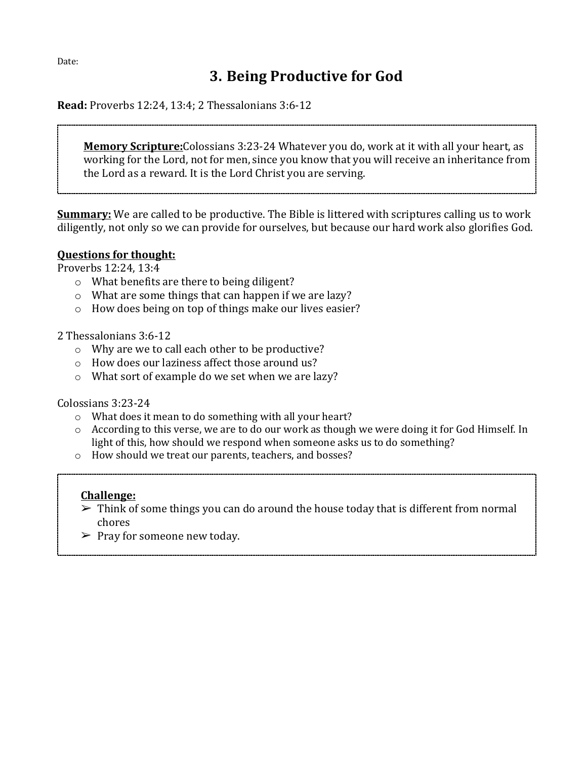Date:

# 3. Being Productive for God

**Read:** Proverbs 12:24, 13:4; 2 Thessalonians 3:6-12

> **Memory Scripture:**Colossians 3:23-24 Whatever you do, work at it with all your heart, as working for the Lord, not for men, since you know that you will receive an inheritance from the Lord as a reward. It is the Lord Christ you are serving.

**Summary:** We are called to be productive. The Bible is littered with scriptures calling us to work diligently, not only so we can provide for ourselves, but because our hard work also glorifies God.

**Questions for thought:**

Proverbs 12:24, 13:4

- What benefits are there to being diligent?
- What are some things that can happen if we are lazy?
- How does being on top of things make our lives easier?

2 Thessalonians 3:6-12

- Why are we to call each other to be productive?
- How does our laziness affect those around us?
- What sort of example do we set when we are lazy?

Colossians 3:23-24

- What does it mean to do something with all your heart?
- According to this verse, we are to do our work as though we were doing it for God Himself. In light of this, how should we respond when someone asks us to do something?
- How should we treat our parents, teachers, and bosses?

> **Challenge:**
> - Think of some things you can do around the house today that is different from normal chores
> - Pray for someone new today.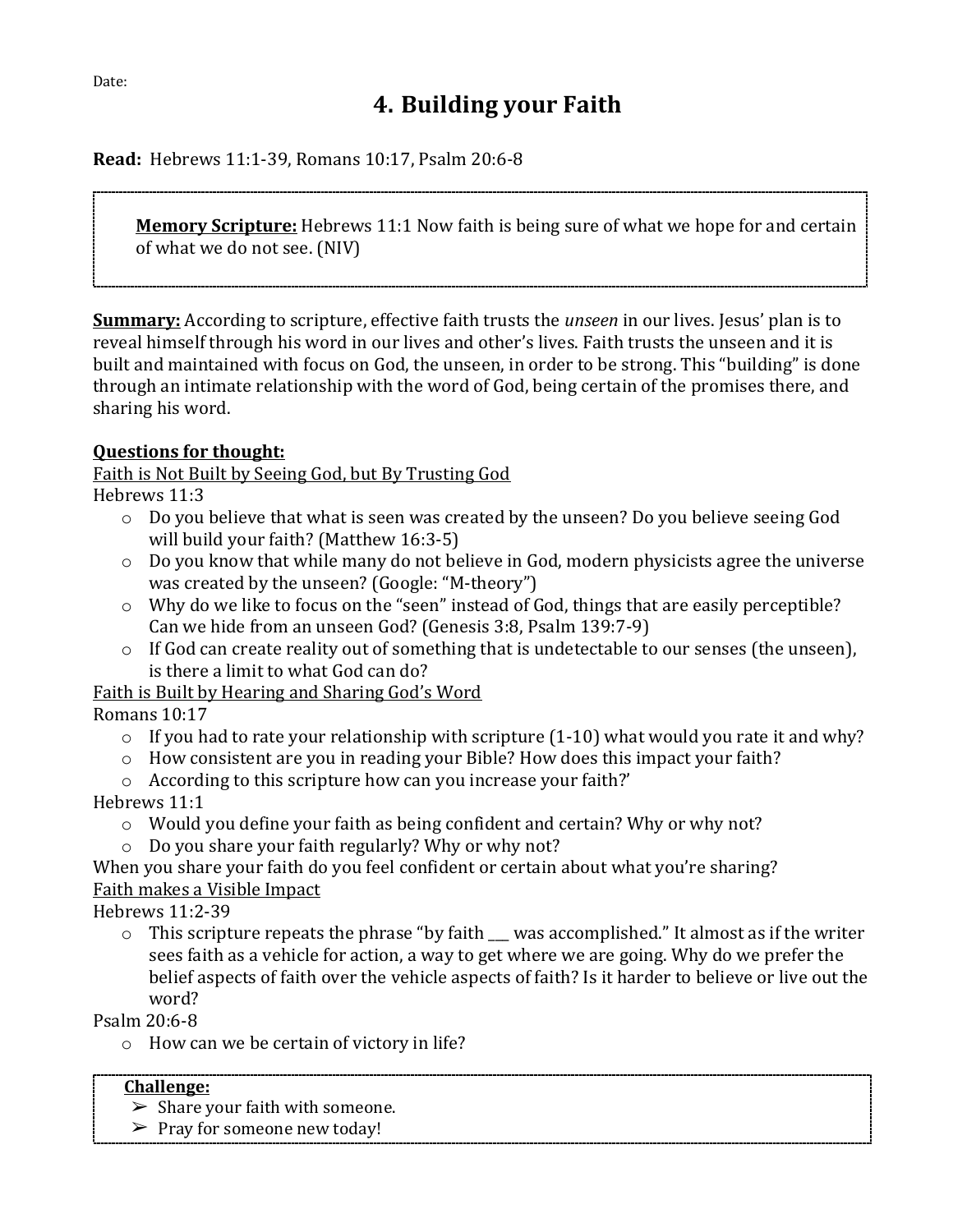Date:

# 4. Building your Faith

**Read:** Hebrews 11:1-39, Romans 10:17, Psalm 20:6-8

> **<u>Memory Scripture:</u>** Hebrews 11:1 Now faith is being sure of what we hope for and certain of what we do not see. (NIV)

**<u>Summary:</u>** According to scripture, effective faith trusts the *unseen* in our lives. Jesus' plan is to reveal himself through his word in our lives and other's lives. Faith trusts the unseen and it is built and maintained with focus on God, the unseen, in order to be strong. This "building" is done through an intimate relationship with the word of God, being certain of the promises there, and sharing his word.

**<u>Questions for thought:</u>**

<u>Faith is Not Built by Seeing God, but By Trusting God</u>

Hebrews 11:3

- Do you believe that what is seen was created by the unseen? Do you believe seeing God will build your faith? (Matthew 16:3-5)
- Do you know that while many do not believe in God, modern physicists agree the universe was created by the unseen? (Google: "M-theory")
- Why do we like to focus on the "seen" instead of God, things that are easily perceptible? Can we hide from an unseen God? (Genesis 3:8, Psalm 139:7-9)
- If God can create reality out of something that is undetectable to our senses (the unseen), is there a limit to what God can do?

<u>Faith is Built by Hearing and Sharing God's Word</u>

Romans 10:17

- If you had to rate your relationship with scripture (1-10) what would you rate it and why?
- How consistent are you in reading your Bible? How does this impact your faith?
- According to this scripture how can you increase your faith?'

Hebrews 11:1

- Would you define your faith as being confident and certain? Why or why not?
- Do you share your faith regularly? Why or why not?

When you share your faith do you feel confident or certain about what you're sharing?

<u>Faith makes a Visible Impact</u>

Hebrews 11:2-39

- This scripture repeats the phrase "by faith ___ was accomplished." It almost as if the writer sees faith as a vehicle for action, a way to get where we are going. Why do we prefer the belief aspects of faith over the vehicle aspects of faith? Is it harder to believe or live out the word?

Psalm 20:6-8

- How can we be certain of victory in life?

> **<u>Challenge:</u>**
> - Share your faith with someone.
> - Pray for someone new today!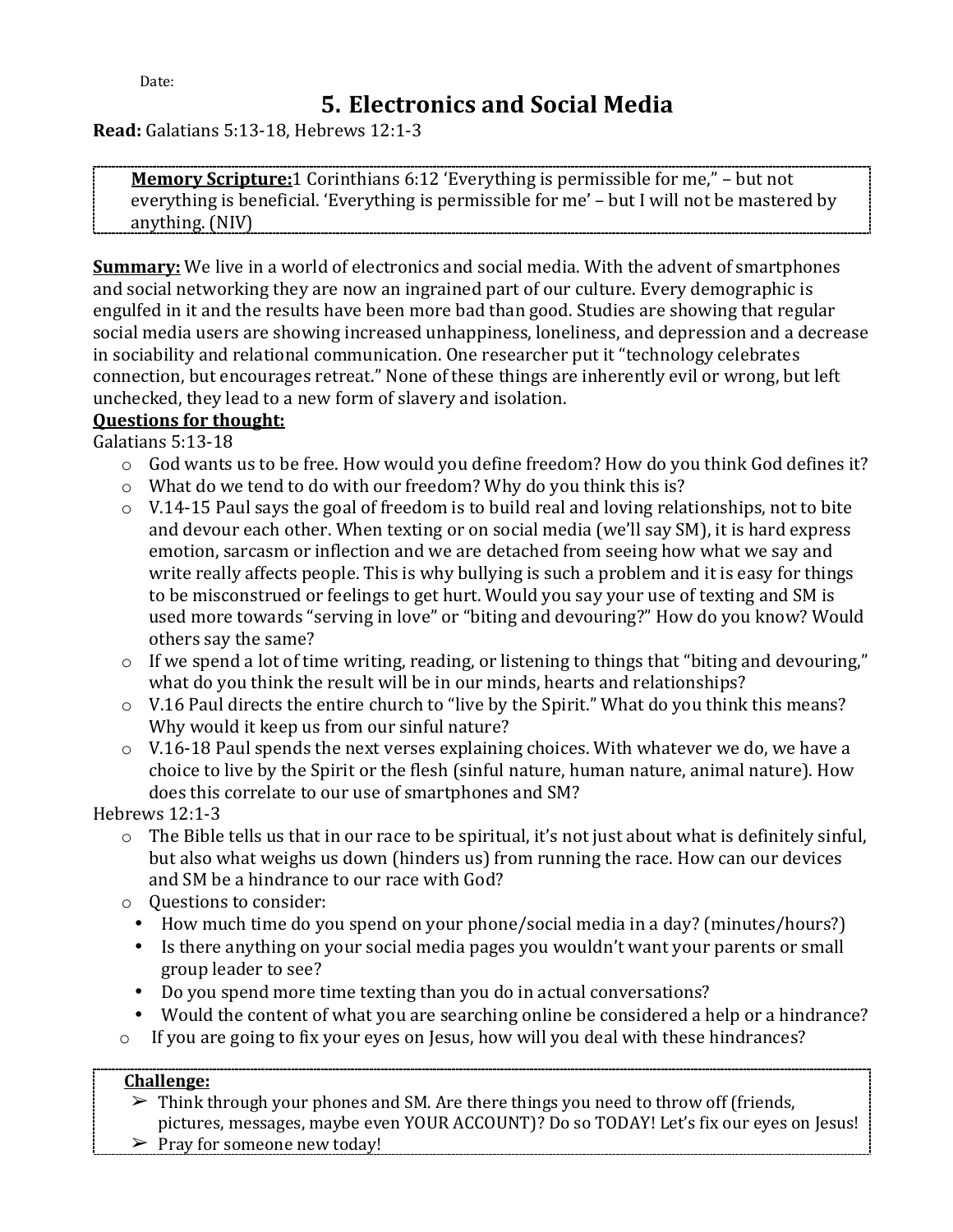Date:

# 5. Electronics and Social Media

**Read:** Galatians 5:13-18, Hebrews 12:1-3

**Memory Scripture:**1 Corinthians 6:12 'Everything is permissible for me," – but not everything is beneficial. 'Everything is permissible for me' – but I will not be mastered by anything. (NIV)

**Summary:** We live in a world of electronics and social media. With the advent of smartphones and social networking they are now an ingrained part of our culture. Every demographic is engulfed in it and the results have been more bad than good. Studies are showing that regular social media users are showing increased unhappiness, loneliness, and depression and a decrease in sociability and relational communication. One researcher put it "technology celebrates connection, but encourages retreat." None of these things are inherently evil or wrong, but left unchecked, they lead to a new form of slavery and isolation.

**Questions for thought:**

Galatians 5:13-18

- God wants us to be free. How would you define freedom? How do you think God defines it?
- What do we tend to do with our freedom? Why do you think this is?
- V.14-15 Paul says the goal of freedom is to build real and loving relationships, not to bite and devour each other. When texting or on social media (we'll say SM), it is hard express emotion, sarcasm or inflection and we are detached from seeing how what we say and write really affects people. This is why bullying is such a problem and it is easy for things to be misconstrued or feelings to get hurt. Would you say your use of texting and SM is used more towards "serving in love" or "biting and devouring?" How do you know? Would others say the same?
- If we spend a lot of time writing, reading, or listening to things that "biting and devouring," what do you think the result will be in our minds, hearts and relationships?
- V.16 Paul directs the entire church to "live by the Spirit." What do you think this means? Why would it keep us from our sinful nature?
- V.16-18 Paul spends the next verses explaining choices. With whatever we do, we have a choice to live by the Spirit or the flesh (sinful nature, human nature, animal nature). How does this correlate to our use of smartphones and SM?

Hebrews 12:1-3

- The Bible tells us that in our race to be spiritual, it's not just about what is definitely sinful, but also what weighs us down (hinders us) from running the race. How can our devices and SM be a hindrance to our race with God?
- Questions to consider:
  - How much time do you spend on your phone/social media in a day? (minutes/hours?)
  - Is there anything on your social media pages you wouldn't want your parents or small group leader to see?
  - Do you spend more time texting than you do in actual conversations?
  - Would the content of what you are searching online be considered a help or a hindrance?
- If you are going to fix your eyes on Jesus, how will you deal with these hindrances?

**Challenge:**

- Think through your phones and SM. Are there things you need to throw off (friends, pictures, messages, maybe even YOUR ACCOUNT)? Do so TODAY! Let's fix our eyes on Jesus!
- Pray for someone new today!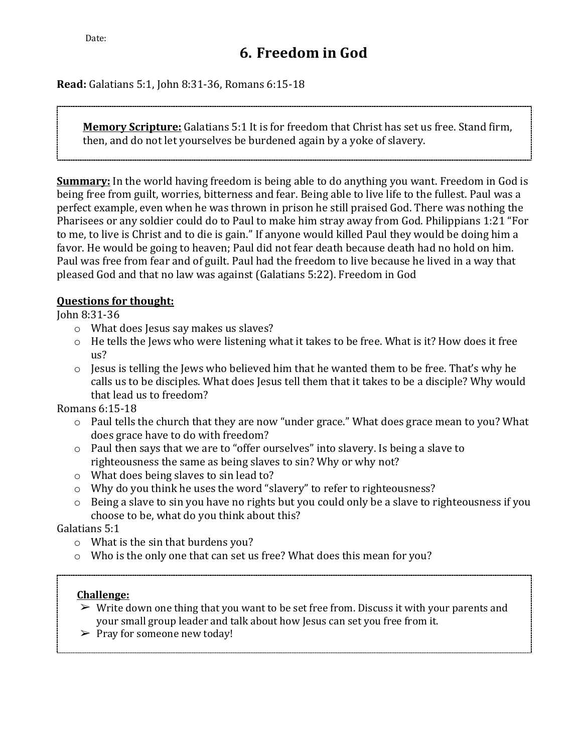Date:

# 6. Freedom in God

**Read:** Galatians 5:1, John 8:31-36, Romans 6:15-18

> **Memory Scripture:** Galatians 5:1 It is for freedom that Christ has set us free. Stand firm, then, and do not let yourselves be burdened again by a yoke of slavery.

**Summary:** In the world having freedom is being able to do anything you want. Freedom in God is being free from guilt, worries, bitterness and fear. Being able to live life to the fullest. Paul was a perfect example, even when he was thrown in prison he still praised God. There was nothing the Pharisees or any soldier could do to Paul to make him stray away from God. Philippians 1:21 "For to me, to live is Christ and to die is gain." If anyone would killed Paul they would be doing him a favor. He would be going to heaven; Paul did not fear death because death had no hold on him. Paul was free from fear and of guilt. Paul had the freedom to live because he lived in a way that pleased God and that no law was against (Galatians 5:22). Freedom in God

**Questions for thought:**

John 8:31-36

- What does Jesus say makes us slaves?
- He tells the Jews who were listening what it takes to be free. What is it? How does it free us?
- Jesus is telling the Jews who believed him that he wanted them to be free. That's why he calls us to be disciples. What does Jesus tell them that it takes to be a disciple? Why would that lead us to freedom?

Romans 6:15-18

- Paul tells the church that they are now "under grace." What does grace mean to you? What does grace have to do with freedom?
- Paul then says that we are to "offer ourselves" into slavery. Is being a slave to righteousness the same as being slaves to sin? Why or why not?
- What does being slaves to sin lead to?
- Why do you think he uses the word "slavery" to refer to righteousness?
- Being a slave to sin you have no rights but you could only be a slave to righteousness if you choose to be, what do you think about this?

Galatians 5:1

- What is the sin that burdens you?
- Who is the only one that can set us free? What does this mean for you?

> **Challenge:**
> - Write down one thing that you want to be set free from. Discuss it with your parents and your small group leader and talk about how Jesus can set you free from it.
> - Pray for someone new today!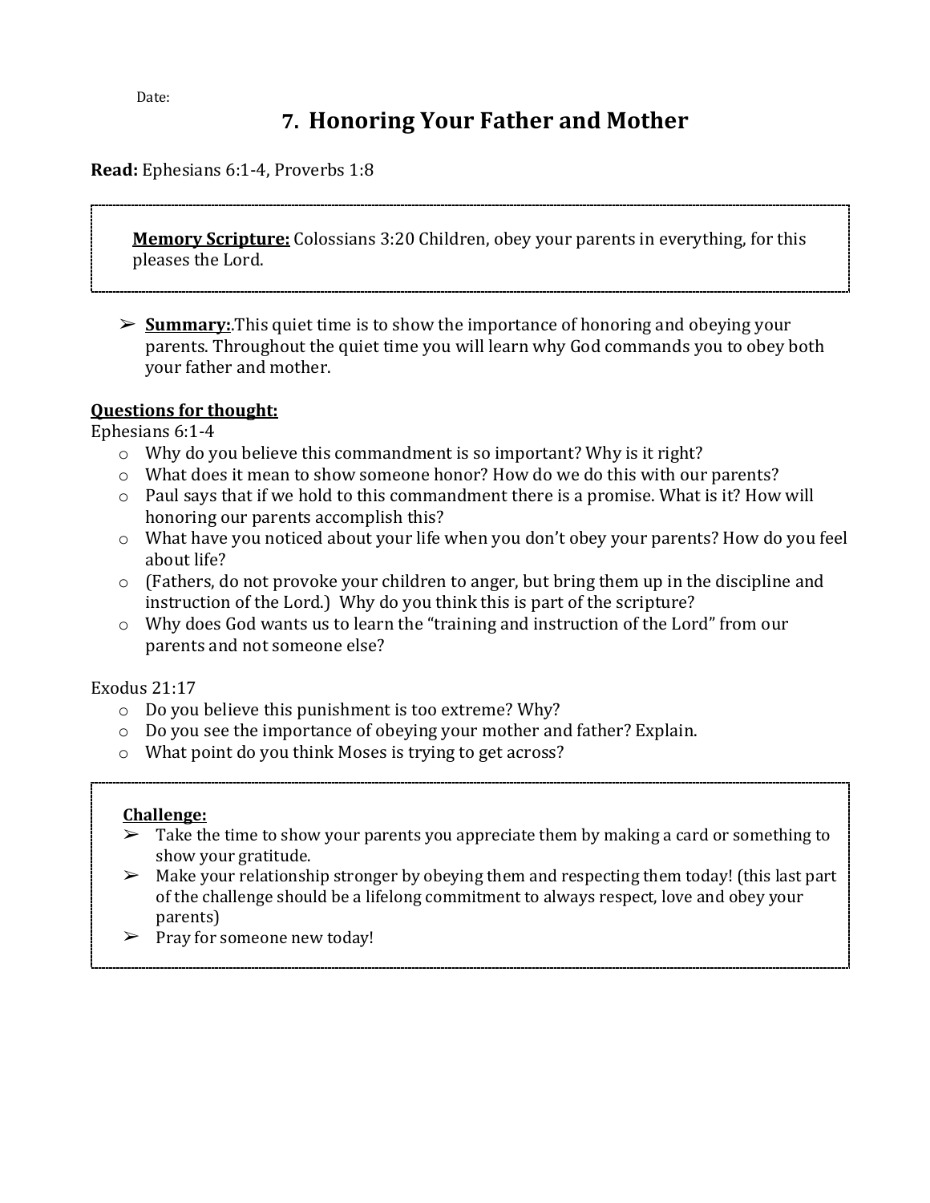Date:

# 7. Honoring Your Father and Mother

**Read:** Ephesians 6:1-4, Proverbs 1:8

**Memory Scripture:** Colossians 3:20 Children, obey your parents in everything, for this pleases the Lord.

- **Summary:**.This quiet time is to show the importance of honoring and obeying your parents. Throughout the quiet time you will learn why God commands you to obey both your father and mother.

**Questions for thought:**

Ephesians 6:1-4

- Why do you believe this commandment is so important? Why is it right?
- What does it mean to show someone honor? How do we do this with our parents?
- Paul says that if we hold to this commandment there is a promise. What is it? How will honoring our parents accomplish this?
- What have you noticed about your life when you don't obey your parents? How do you feel about life?
- (Fathers, do not provoke your children to anger, but bring them up in the discipline and instruction of the Lord.) Why do you think this is part of the scripture?
- Why does God wants us to learn the "training and instruction of the Lord" from our parents and not someone else?

Exodus 21:17

- Do you believe this punishment is too extreme? Why?
- Do you see the importance of obeying your mother and father? Explain.
- What point do you think Moses is trying to get across?

**Challenge:**

- Take the time to show your parents you appreciate them by making a card or something to show your gratitude.
- Make your relationship stronger by obeying them and respecting them today! (this last part of the challenge should be a lifelong commitment to always respect, love and obey your parents)
- Pray for someone new today!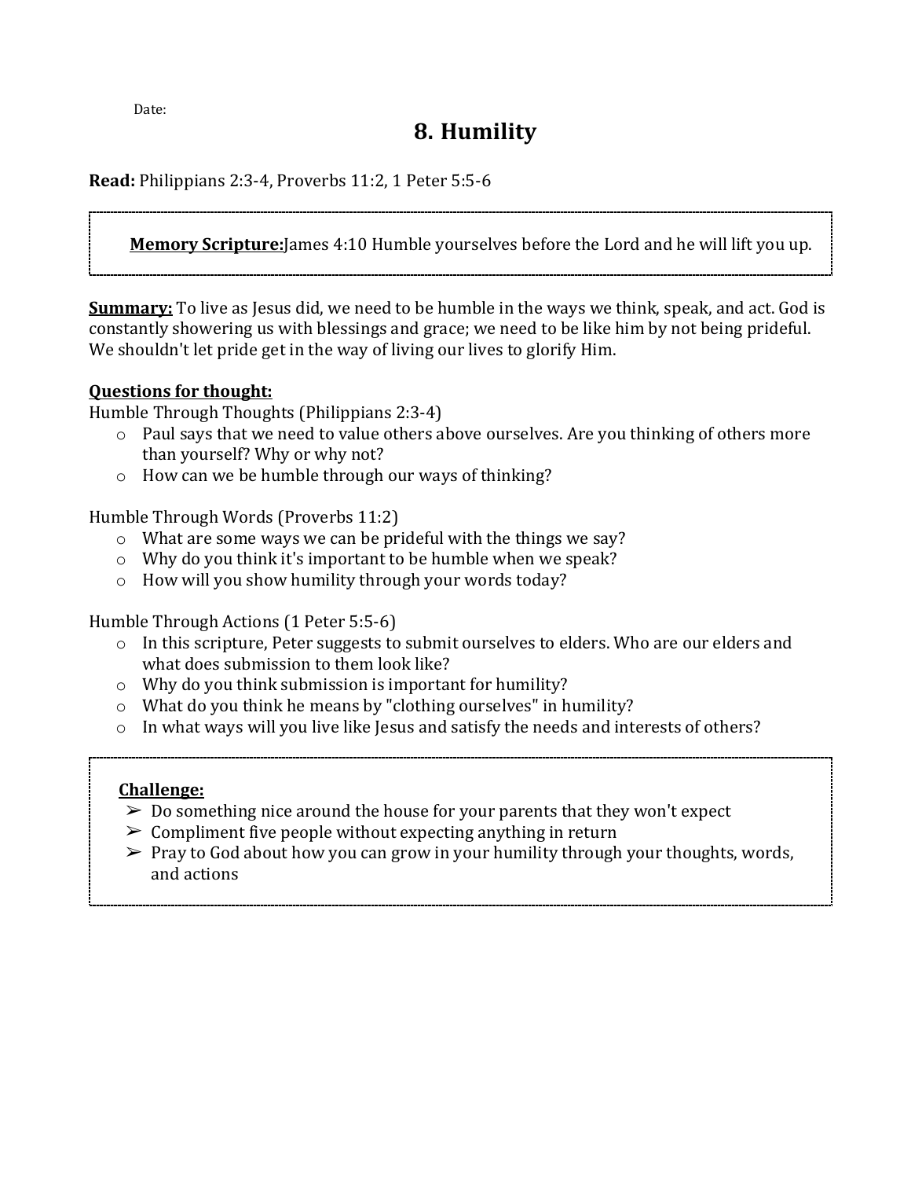Date:

# 8. Humility

**Read:** Philippians 2:3-4, Proverbs 11:2, 1 Peter 5:5-6

> **Memory Scripture:** James 4:10 Humble yourselves before the Lord and he will lift you up.

**Summary:** To live as Jesus did, we need to be humble in the ways we think, speak, and act. God is constantly showering us with blessings and grace; we need to be like him by not being prideful. We shouldn't let pride get in the way of living our lives to glorify Him.

**Questions for thought:**

Humble Through Thoughts (Philippians 2:3-4)

- Paul says that we need to value others above ourselves. Are you thinking of others more than yourself? Why or why not?
- How can we be humble through our ways of thinking?

Humble Through Words (Proverbs 11:2)

- What are some ways we can be prideful with the things we say?
- Why do you think it's important to be humble when we speak?
- How will you show humility through your words today?

Humble Through Actions (1 Peter 5:5-6)

- In this scripture, Peter suggests to submit ourselves to elders. Who are our elders and what does submission to them look like?
- Why do you think submission is important for humility?
- What do you think he means by "clothing ourselves" in humility?
- In what ways will you live like Jesus and satisfy the needs and interests of others?

> **Challenge:**
>
> - Do something nice around the house for your parents that they won't expect
> - Compliment five people without expecting anything in return
> - Pray to God about how you can grow in your humility through your thoughts, words, and actions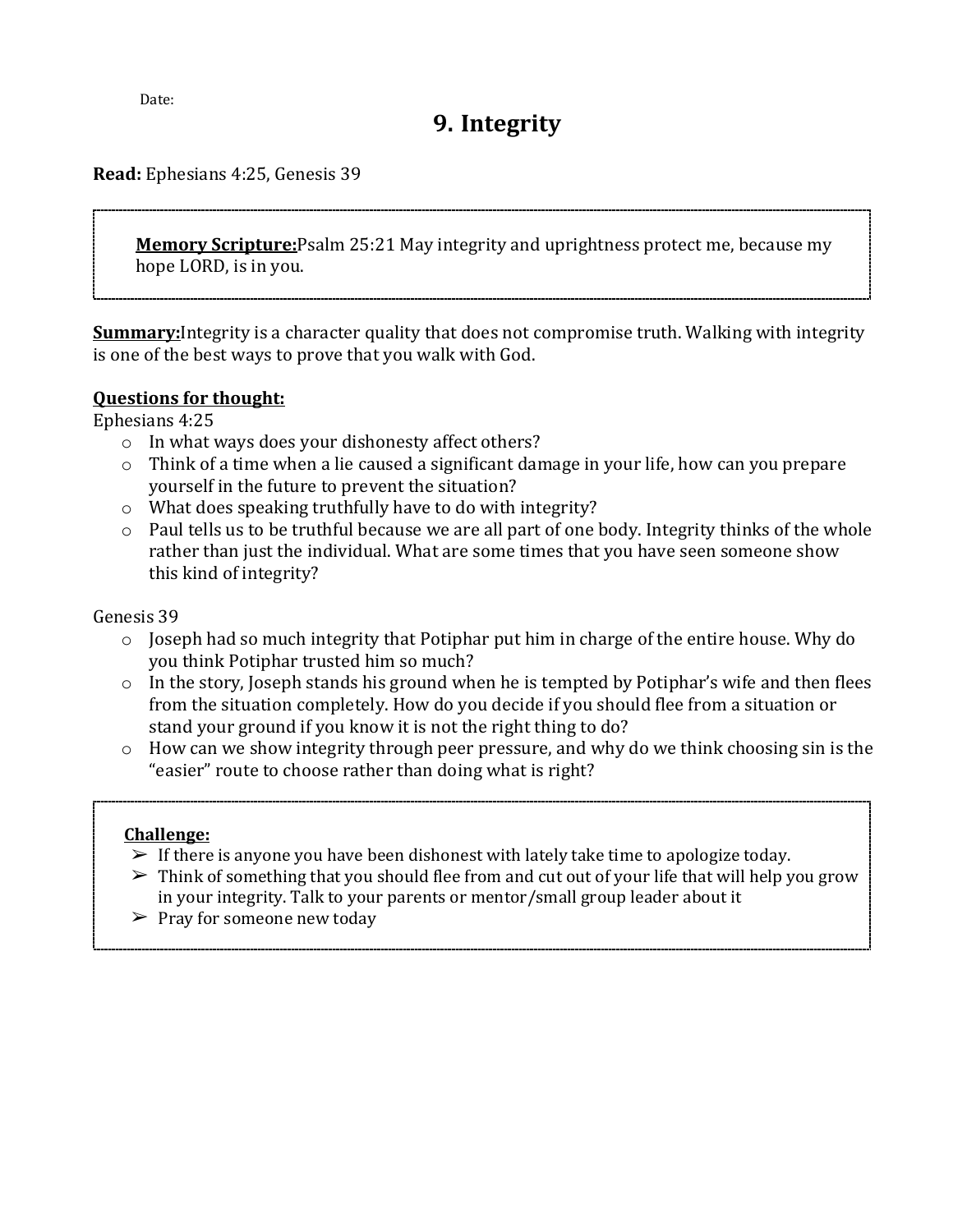Date:

# 9. Integrity

**Read:** Ephesians 4:25, Genesis 39

> **<u>Memory Scripture:</u>**Psalm 25:21 May integrity and uprightness protect me, because my hope LORD, is in you.

**<u>Summary:</u>**Integrity is a character quality that does not compromise truth. Walking with integrity is one of the best ways to prove that you walk with God.

**<u>Questions for thought:</u>**

Ephesians 4:25

- In what ways does your dishonesty affect others?
- Think of a time when a lie caused a significant damage in your life, how can you prepare yourself in the future to prevent the situation?
- What does speaking truthfully have to do with integrity?
- Paul tells us to be truthful because we are all part of one body. Integrity thinks of the whole rather than just the individual. What are some times that you have seen someone show this kind of integrity?

Genesis 39

- Joseph had so much integrity that Potiphar put him in charge of the entire house. Why do you think Potiphar trusted him so much?
- In the story, Joseph stands his ground when he is tempted by Potiphar's wife and then flees from the situation completely. How do you decide if you should flee from a situation or stand your ground if you know it is not the right thing to do?
- How can we show integrity through peer pressure, and why do we think choosing sin is the "easier" route to choose rather than doing what is right?

> **<u>Challenge:</u>**
> - If there is anyone you have been dishonest with lately take time to apologize today.
> - Think of something that you should flee from and cut out of your life that will help you grow in your integrity. Talk to your parents or mentor/small group leader about it
> - Pray for someone new today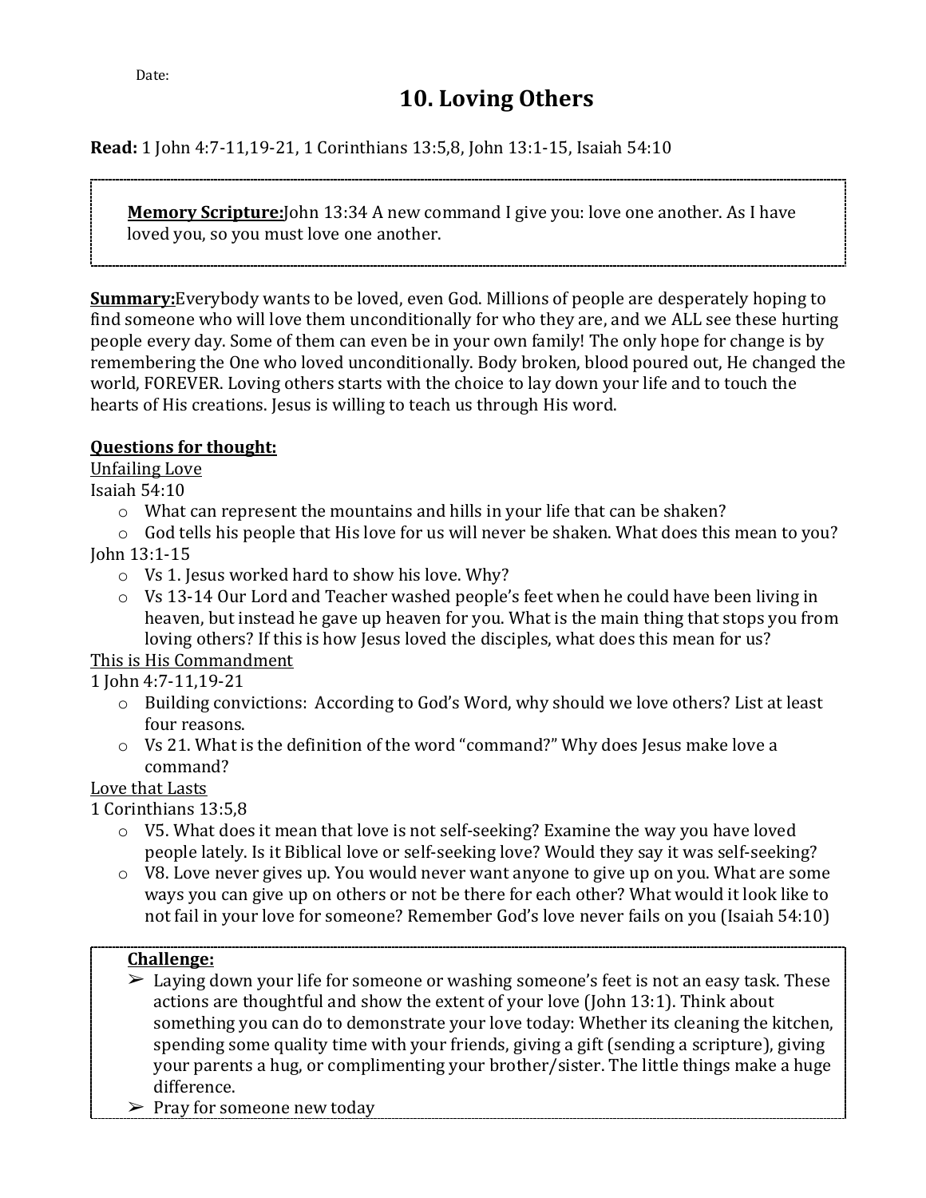Date:

# 10. Loving Others

**Read:** 1 John 4:7-11,19-21, 1 Corinthians 13:5,8, John 13:1-15, Isaiah 54:10

> **<u>Memory Scripture:</u>**John 13:34 A new command I give you: love one another. As I have loved you, so you must love one another.

**<u>Summary:</u>**Everybody wants to be loved, even God. Millions of people are desperately hoping to find someone who will love them unconditionally for who they are, and we ALL see these hurting people every day. Some of them can even be in your own family! The only hope for change is by remembering the One who loved unconditionally. Body broken, blood poured out, He changed the world, FOREVER. Loving others starts with the choice to lay down your life and to touch the hearts of His creations. Jesus is willing to teach us through His word.

**<u>Questions for thought:</u>**

<u>Unfailing Love</u>

Isaiah 54:10

- What can represent the mountains and hills in your life that can be shaken?
- God tells his people that His love for us will never be shaken. What does this mean to you?

John 13:1-15

- Vs 1. Jesus worked hard to show his love. Why?
- Vs 13-14 Our Lord and Teacher washed people's feet when he could have been living in heaven, but instead he gave up heaven for you. What is the main thing that stops you from loving others? If this is how Jesus loved the disciples, what does this mean for us?

<u>This is His Commandment</u>

1 John 4:7-11,19-21

- Building convictions: According to God's Word, why should we love others? List at least four reasons.
- Vs 21. What is the definition of the word "command?" Why does Jesus make love a command?

<u>Love that Lasts</u>

1 Corinthians 13:5,8

- V5. What does it mean that love is not self-seeking? Examine the way you have loved people lately. Is it Biblical love or self-seeking love? Would they say it was self-seeking?
- V8. Love never gives up. You would never want anyone to give up on you. What are some ways you can give up on others or not be there for each other? What would it look like to not fail in your love for someone? Remember God's love never fails on you (Isaiah 54:10)

> **<u>Challenge:</u>**
> - Laying down your life for someone or washing someone's feet is not an easy task. These actions are thoughtful and show the extent of your love (John 13:1). Think about something you can do to demonstrate your love today: Whether its cleaning the kitchen, spending some quality time with your friends, giving a gift (sending a scripture), giving your parents a hug, or complimenting your brother/sister. The little things make a huge difference.
> - Pray for someone new today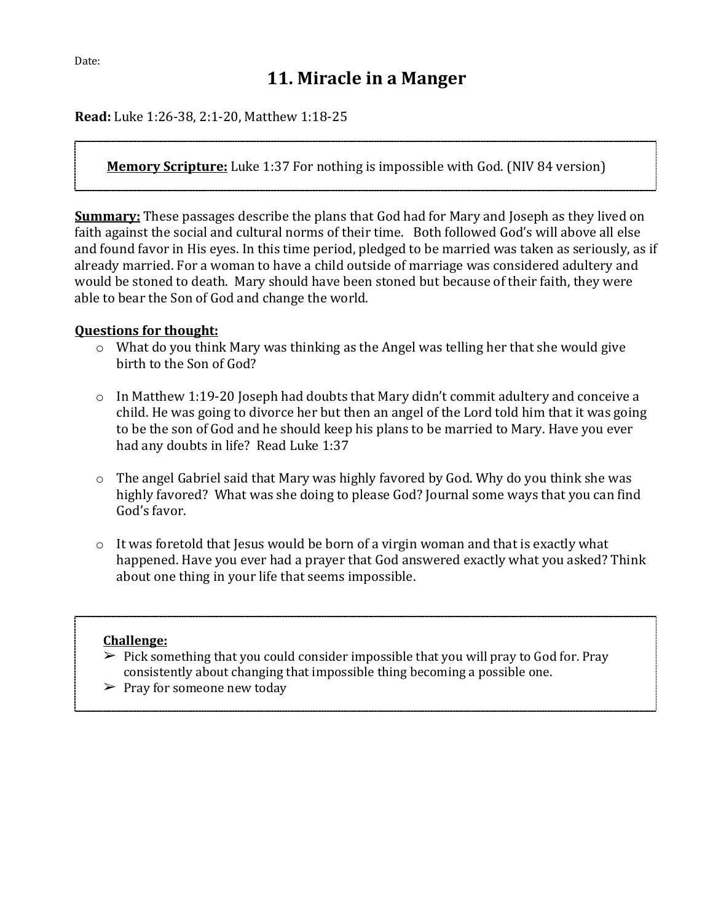Date:

# 11. Miracle in a Manger

**Read:** Luke 1:26-38, 2:1-20, Matthew 1:18-25

> **<u>Memory Scripture:</u>** Luke 1:37 For nothing is impossible with God. (NIV 84 version)

**<u>Summary:</u>** These passages describe the plans that God had for Mary and Joseph as they lived on faith against the social and cultural norms of their time. Both followed God's will above all else and found favor in His eyes. In this time period, pledged to be married was taken as seriously, as if already married. For a woman to have a child outside of marriage was considered adultery and would be stoned to death. Mary should have been stoned but because of their faith, they were able to bear the Son of God and change the world.

**<u>Questions for thought:</u>**

- What do you think Mary was thinking as the Angel was telling her that she would give birth to the Son of God?

- In Matthew 1:19-20 Joseph had doubts that Mary didn't commit adultery and conceive a child. He was going to divorce her but then an angel of the Lord told him that it was going to be the son of God and he should keep his plans to be married to Mary. Have you ever had any doubts in life? Read Luke 1:37

- The angel Gabriel said that Mary was highly favored by God. Why do you think she was highly favored? What was she doing to please God? Journal some ways that you can find God's favor.

- It was foretold that Jesus would be born of a virgin woman and that is exactly what happened. Have you ever had a prayer that God answered exactly what you asked? Think about one thing in your life that seems impossible.

> **<u>Challenge:</u>**
>
> - Pick something that you could consider impossible that you will pray to God for. Pray consistently about changing that impossible thing becoming a possible one.
> - Pray for someone new today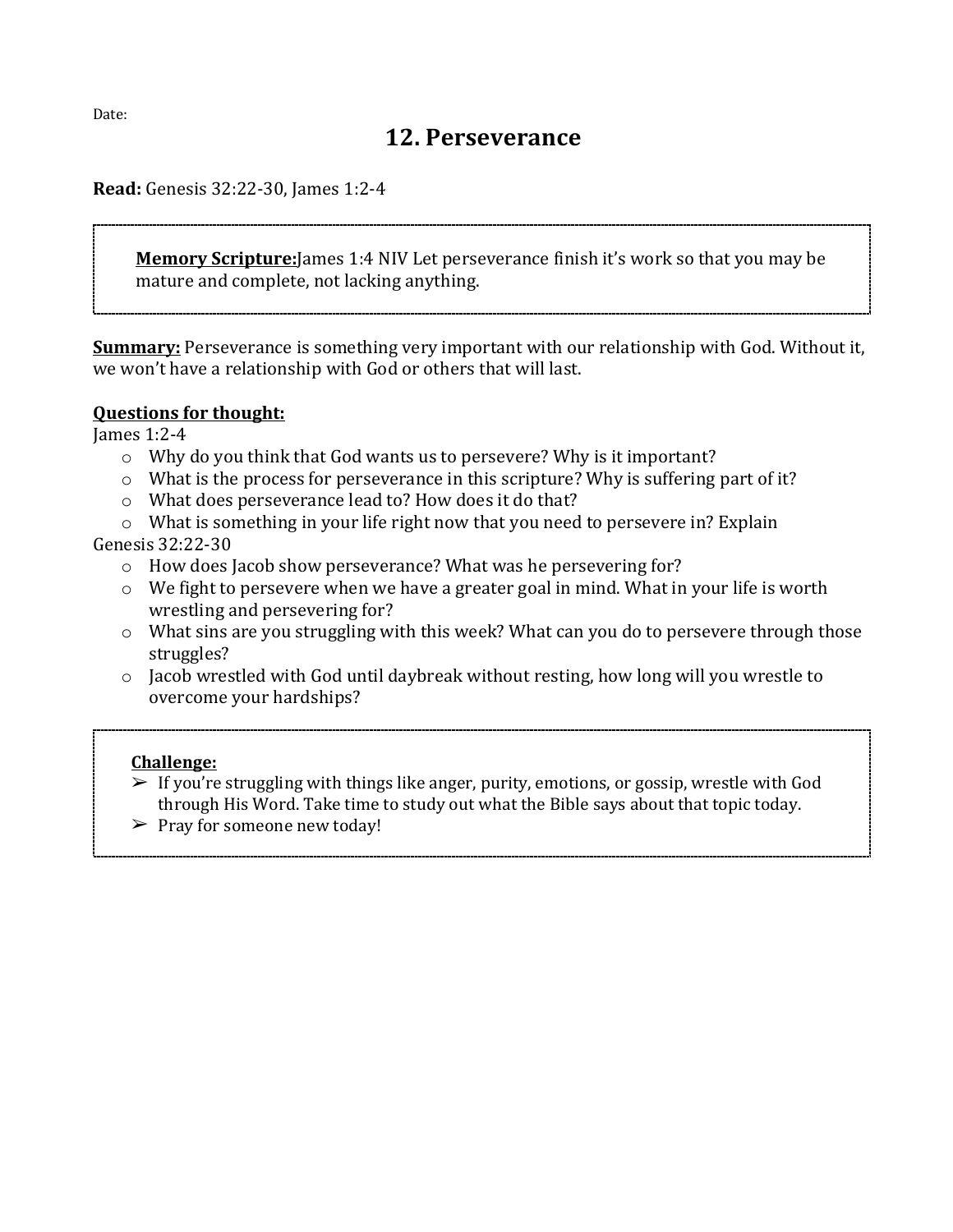Date:

# 12. Perseverance

**Read:** Genesis 32:22-30, James 1:2-4

> **Memory Scripture:**James 1:4 NIV Let perseverance finish it's work so that you may be mature and complete, not lacking anything.

**Summary:** Perseverance is something very important with our relationship with God. Without it, we won't have a relationship with God or others that will last.

**Questions for thought:**

James 1:2-4

- Why do you think that God wants us to persevere? Why is it important?
- What is the process for perseverance in this scripture? Why is suffering part of it?
- What does perseverance lead to? How does it do that?
- What is something in your life right now that you need to persevere in? Explain

Genesis 32:22-30

- How does Jacob show perseverance? What was he persevering for?
- We fight to persevere when we have a greater goal in mind. What in your life is worth wrestling and persevering for?
- What sins are you struggling with this week? What can you do to persevere through those struggles?
- Jacob wrestled with God until daybreak without resting, how long will you wrestle to overcome your hardships?

> **Challenge:**
> - If you're struggling with things like anger, purity, emotions, or gossip, wrestle with God through His Word. Take time to study out what the Bible says about that topic today.
> - Pray for someone new today!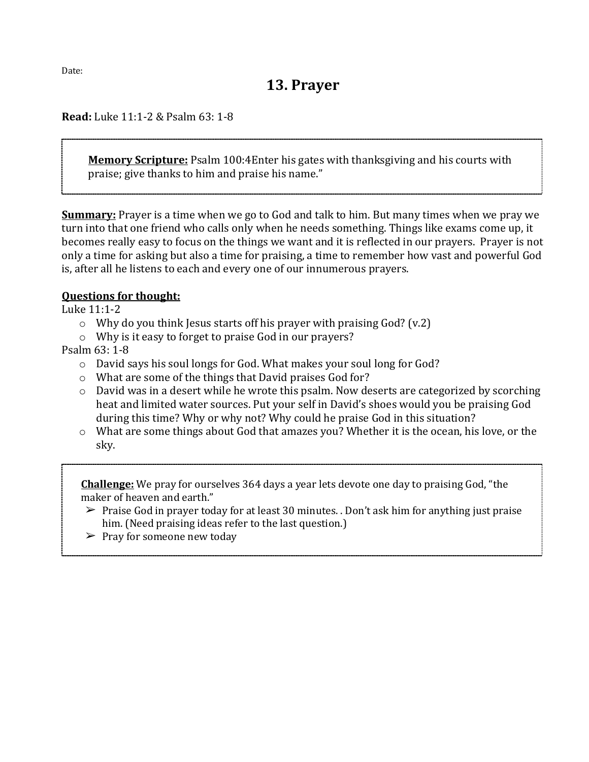Date:

# 13. Prayer

**Read:** Luke 11:1-2 & Psalm 63: 1-8

> **Memory Scripture:** Psalm 100:4Enter his gates with thanksgiving and his courts with praise; give thanks to him and praise his name."

**Summary:** Prayer is a time when we go to God and talk to him. But many times when we pray we turn into that one friend who calls only when he needs something. Things like exams come up, it becomes really easy to focus on the things we want and it is reflected in our prayers.  Prayer is not only a time for asking but also a time for praising, a time to remember how vast and powerful God is, after all he listens to each and every one of our innumerous prayers.

**Questions for thought:**

Luke 11:1-2

- Why do you think Jesus starts off his prayer with praising God? (v.2)
- Why is it easy to forget to praise God in our prayers?

Psalm 63: 1-8

- David says his soul longs for God. What makes your soul long for God?
- What are some of the things that David praises God for?
- David was in a desert while he wrote this psalm. Now deserts are categorized by scorching heat and limited water sources. Put your self in David's shoes would you be praising God during this time? Why or why not? Why could he praise God in this situation?
- What are some things about God that amazes you? Whether it is the ocean, his love, or the sky.

> **Challenge:** We pray for ourselves 364 days a year lets devote one day to praising God, "the maker of heaven and earth."
>
> - Praise God in prayer today for at least 30 minutes. . Don't ask him for anything just praise him. (Need praising ideas refer to the last question.)
> - Pray for someone new today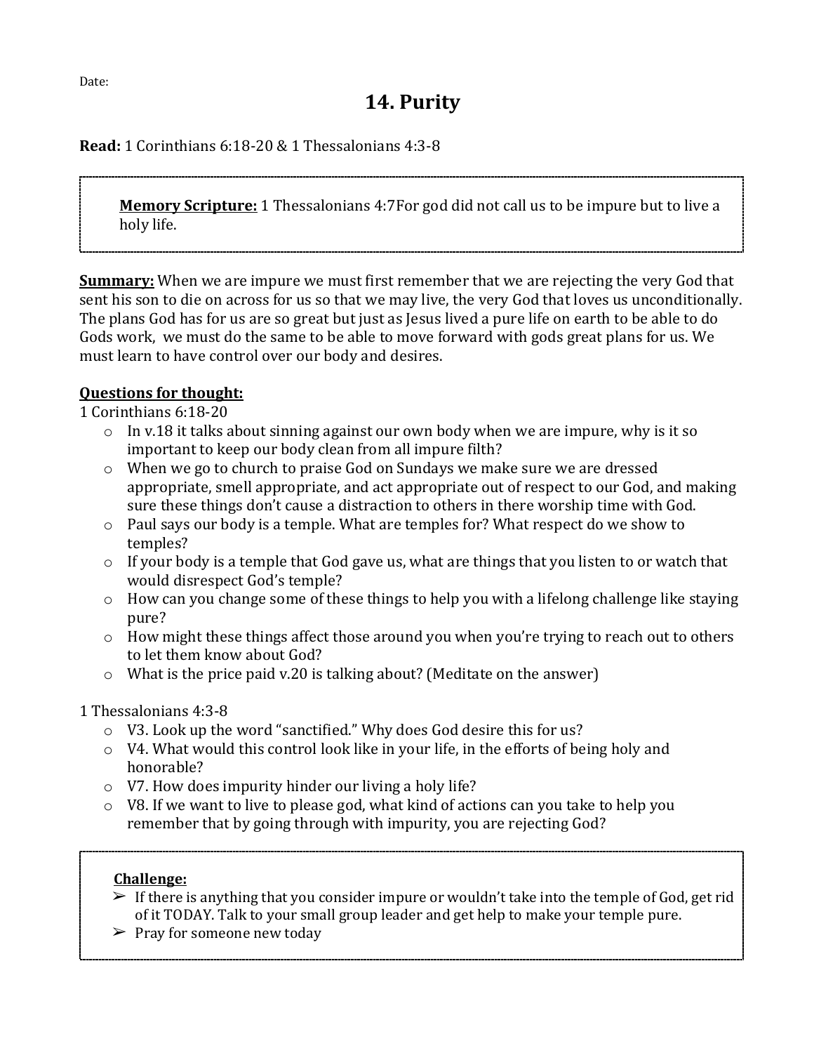Date:

# 14. Purity

**Read:** 1 Corinthians 6:18-20 & 1 Thessalonians 4:3-8

> **Memory Scripture:** 1 Thessalonians 4:7For god did not call us to be impure but to live a holy life.

**Summary:** When we are impure we must first remember that we are rejecting the very God that sent his son to die on across for us so that we may live, the very God that loves us unconditionally. The plans God has for us are so great but just as Jesus lived a pure life on earth to be able to do Gods work, we must do the same to be able to move forward with gods great plans for us. We must learn to have control over our body and desires.

**Questions for thought:**

1 Corinthians 6:18-20

- In v.18 it talks about sinning against our own body when we are impure, why is it so important to keep our body clean from all impure filth?
- When we go to church to praise God on Sundays we make sure we are dressed appropriate, smell appropriate, and act appropriate out of respect to our God, and making sure these things don't cause a distraction to others in there worship time with God.
- Paul says our body is a temple. What are temples for? What respect do we show to temples?
- If your body is a temple that God gave us, what are things that you listen to or watch that would disrespect God's temple?
- How can you change some of these things to help you with a lifelong challenge like staying pure?
- How might these things affect those around you when you're trying to reach out to others to let them know about God?
- What is the price paid v.20 is talking about? (Meditate on the answer)

1 Thessalonians 4:3-8

- V3. Look up the word "sanctified." Why does God desire this for us?
- V4. What would this control look like in your life, in the efforts of being holy and honorable?
- V7. How does impurity hinder our living a holy life?
- V8. If we want to live to please god, what kind of actions can you take to help you remember that by going through with impurity, you are rejecting God?

> **Challenge:**
> - If there is anything that you consider impure or wouldn't take into the temple of God, get rid of it TODAY. Talk to your small group leader and get help to make your temple pure.
> - Pray for someone new today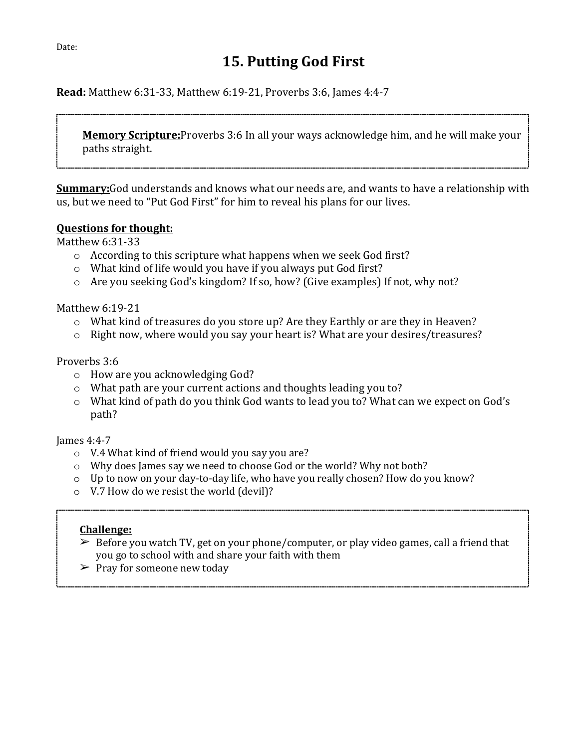Date:

# 15. Putting God First

**Read:** Matthew 6:31-33, Matthew 6:19-21, Proverbs 3:6, James 4:4-7

> **Memory Scripture:**Proverbs 3:6 In all your ways acknowledge him, and he will make your paths straight.

**Summary:**God understands and knows what our needs are, and wants to have a relationship with us, but we need to "Put God First" for him to reveal his plans for our lives.

**Questions for thought:**

Matthew 6:31-33

- According to this scripture what happens when we seek God first?
- What kind of life would you have if you always put God first?
- Are you seeking God's kingdom? If so, how? (Give examples) If not, why not?

Matthew 6:19-21

- What kind of treasures do you store up? Are they Earthly or are they in Heaven?
- Right now, where would you say your heart is? What are your desires/treasures?

Proverbs 3:6

- How are you acknowledging God?
- What path are your current actions and thoughts leading you to?
- What kind of path do you think God wants to lead you to? What can we expect on God's path?

James 4:4-7

- V.4 What kind of friend would you say you are?
- Why does James say we need to choose God or the world? Why not both?
- Up to now on your day-to-day life, who have you really chosen? How do you know?
- V.7 How do we resist the world (devil)?

> **Challenge:**
>
> - Before you watch TV, get on your phone/computer, or play video games, call a friend that you go to school with and share your faith with them
> - Pray for someone new today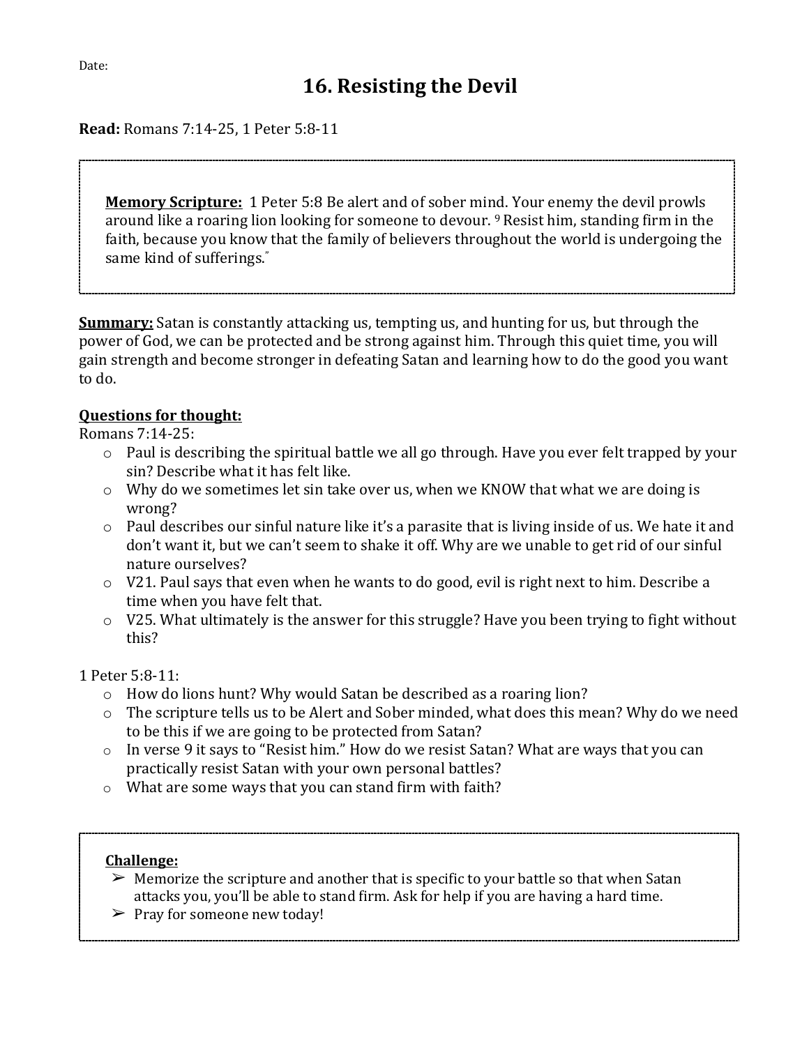Date:

# 16. Resisting the Devil

**Read:** Romans 7:14-25, 1 Peter 5:8-11

**Memory Scripture:** 1 Peter 5:8 Be alert and of sober mind. Your enemy the devil prowls around like a roaring lion looking for someone to devour. [9] Resist him, standing firm in the faith, because you know that the family of believers throughout the world is undergoing the same kind of sufferings."

**Summary:** Satan is constantly attacking us, tempting us, and hunting for us, but through the power of God, we can be protected and be strong against him. Through this quiet time, you will gain strength and become stronger in defeating Satan and learning how to do the good you want to do.

**Questions for thought:**

Romans 7:14-25:

- Paul is describing the spiritual battle we all go through. Have you ever felt trapped by your sin? Describe what it has felt like.
- Why do we sometimes let sin take over us, when we KNOW that what we are doing is wrong?
- Paul describes our sinful nature like it's a parasite that is living inside of us. We hate it and don't want it, but we can't seem to shake it off. Why are we unable to get rid of our sinful nature ourselves?
- V21. Paul says that even when he wants to do good, evil is right next to him. Describe a time when you have felt that.
- V25. What ultimately is the answer for this struggle? Have you been trying to fight without this?

1 Peter 5:8-11:

- How do lions hunt? Why would Satan be described as a roaring lion?
- The scripture tells us to be Alert and Sober minded, what does this mean? Why do we need to be this if we are going to be protected from Satan?
- In verse 9 it says to "Resist him." How do we resist Satan? What are ways that you can practically resist Satan with your own personal battles?
- What are some ways that you can stand firm with faith?

**Challenge:**

- Memorize the scripture and another that is specific to your battle so that when Satan attacks you, you'll be able to stand firm. Ask for help if you are having a hard time.
- Pray for someone new today!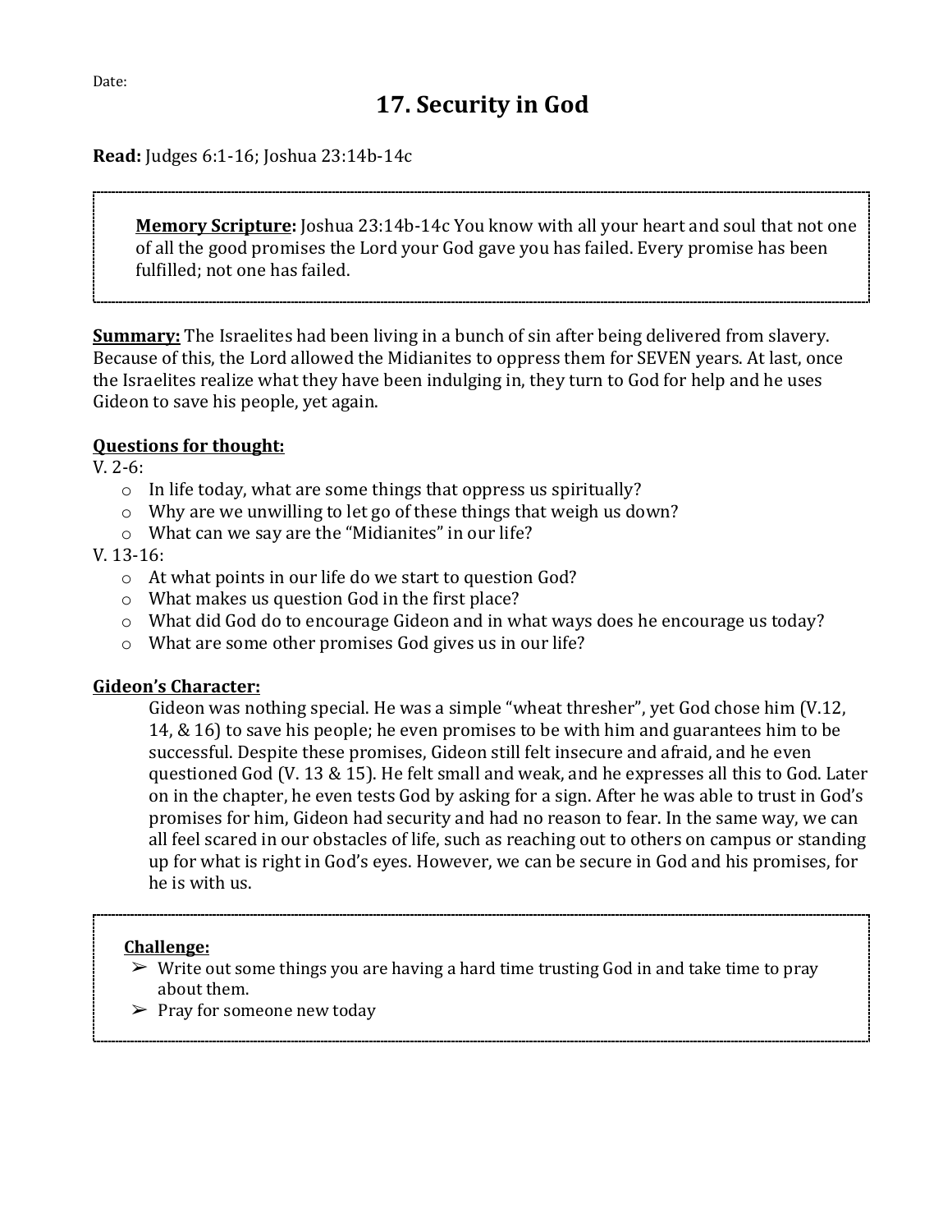Date:

# 17. Security in God

**Read:** Judges 6:1-16; Joshua 23:14b-14c

> **Memory Scripture:** Joshua 23:14b-14c You know with all your heart and soul that not one of all the good promises the Lord your God gave you has failed. Every promise has been fulfilled; not one has failed.

**Summary:** The Israelites had been living in a bunch of sin after being delivered from slavery. Because of this, the Lord allowed the Midianites to oppress them for SEVEN years. At last, once the Israelites realize what they have been indulging in, they turn to God for help and he uses Gideon to save his people, yet again.

**Questions for thought:**

V. 2-6:

- In life today, what are some things that oppress us spiritually?
- Why are we unwilling to let go of these things that weigh us down?
- What can we say are the "Midianites" in our life?

V. 13-16:

- At what points in our life do we start to question God?
- What makes us question God in the first place?
- What did God do to encourage Gideon and in what ways does he encourage us today?
- What are some other promises God gives us in our life?

**Gideon's Character:**

Gideon was nothing special. He was a simple "wheat thresher", yet God chose him (V.12, 14, & 16) to save his people; he even promises to be with him and guarantees him to be successful. Despite these promises, Gideon still felt insecure and afraid, and he even questioned God (V. 13 & 15). He felt small and weak, and he expresses all this to God. Later on in the chapter, he even tests God by asking for a sign. After he was able to trust in God's promises for him, Gideon had security and had no reason to fear. In the same way, we can all feel scared in our obstacles of life, such as reaching out to others on campus or standing up for what is right in God's eyes. However, we can be secure in God and his promises, for he is with us.

> **Challenge:**
>
> - Write out some things you are having a hard time trusting God in and take time to pray about them.
> - Pray for someone new today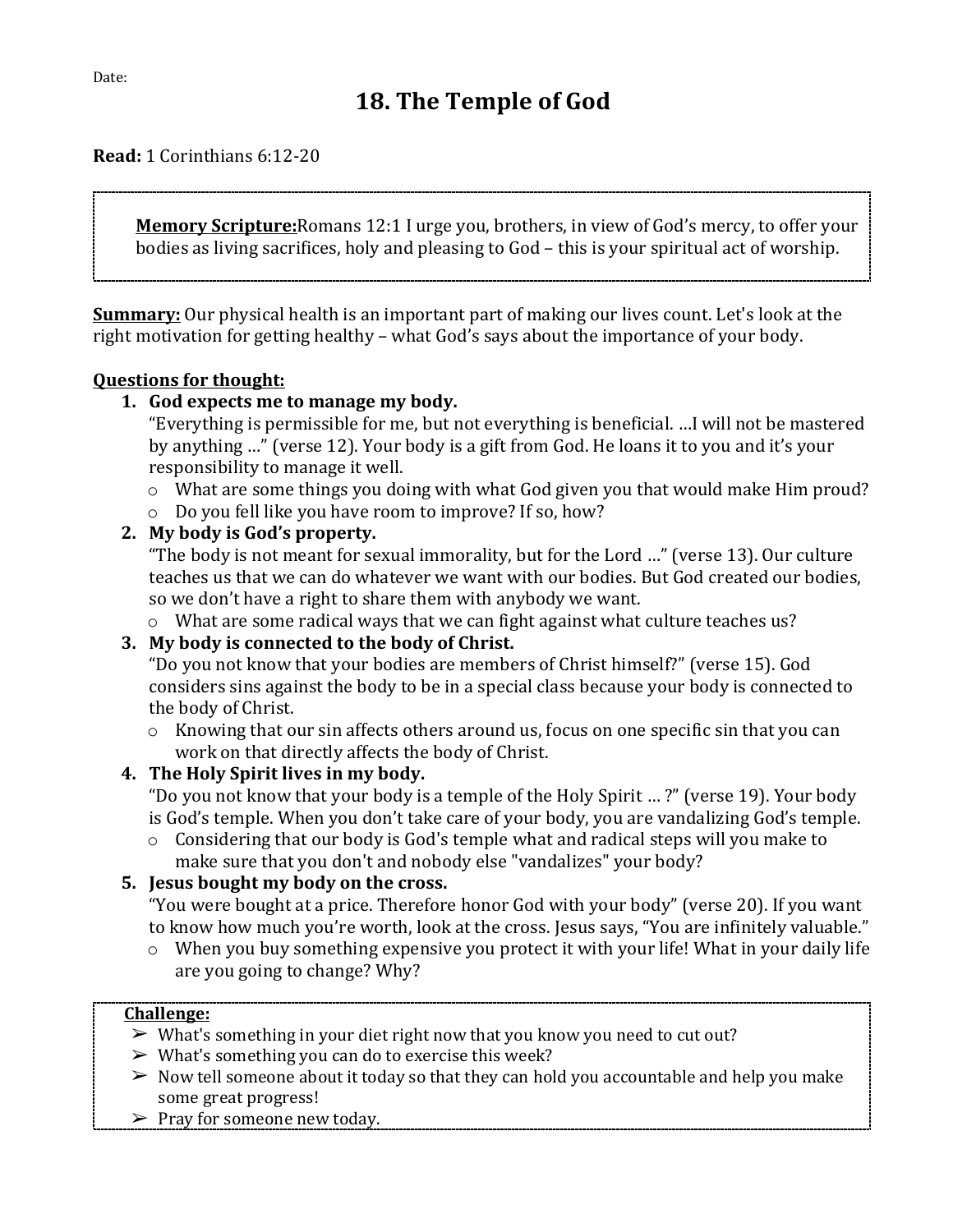Date:

# 18. The Temple of God

**Read:** 1 Corinthians 6:12-20

> **<u>Memory Scripture:</u>**Romans 12:1 I urge you, brothers, in view of God's mercy, to offer your bodies as living sacrifices, holy and pleasing to God – this is your spiritual act of worship.

**<u>Summary:</u>** Our physical health is an important part of making our lives count. Let's look at the right motivation for getting healthy – what God's says about the importance of your body.

**<u>Questions for thought:</u>**

1. **God expects me to manage my body.**
   "Everything is permissible for me, but not everything is beneficial. …I will not be mastered by anything …" (verse 12). Your body is a gift from God. He loans it to you and it's your responsibility to manage it well.
   - What are some things you doing with what God given you that would make Him proud?
   - Do you fell like you have room to improve? If so, how?
2. **My body is God's property.**
   "The body is not meant for sexual immorality, but for the Lord …" (verse 13). Our culture teaches us that we can do whatever we want with our bodies. But God created our bodies, so we don't have a right to share them with anybody we want.
   - What are some radical ways that we can fight against what culture teaches us?
3. **My body is connected to the body of Christ.**
   "Do you not know that your bodies are members of Christ himself?" (verse 15). God considers sins against the body to be in a special class because your body is connected to the body of Christ.
   - Knowing that our sin affects others around us, focus on one specific sin that you can work on that directly affects the body of Christ.
4. **The Holy Spirit lives in my body.**
   "Do you not know that your body is a temple of the Holy Spirit … ?" (verse 19). Your body is God's temple. When you don't take care of your body, you are vandalizing God's temple.
   - Considering that our body is God's temple what and radical steps will you make to make sure that you don't and nobody else "vandalizes" your body?
5. **Jesus bought my body on the cross.**
   "You were bought at a price. Therefore honor God with your body" (verse 20). If you want to know how much you're worth, look at the cross. Jesus says, "You are infinitely valuable."
   - When you buy something expensive you protect it with your life! What in your daily life are you going to change? Why?

> **<u>Challenge:</u>**
> - What's something in your diet right now that you know you need to cut out?
> - What's something you can do to exercise this week?
> - Now tell someone about it today so that they can hold you accountable and help you make some great progress!
> - Pray for someone new today.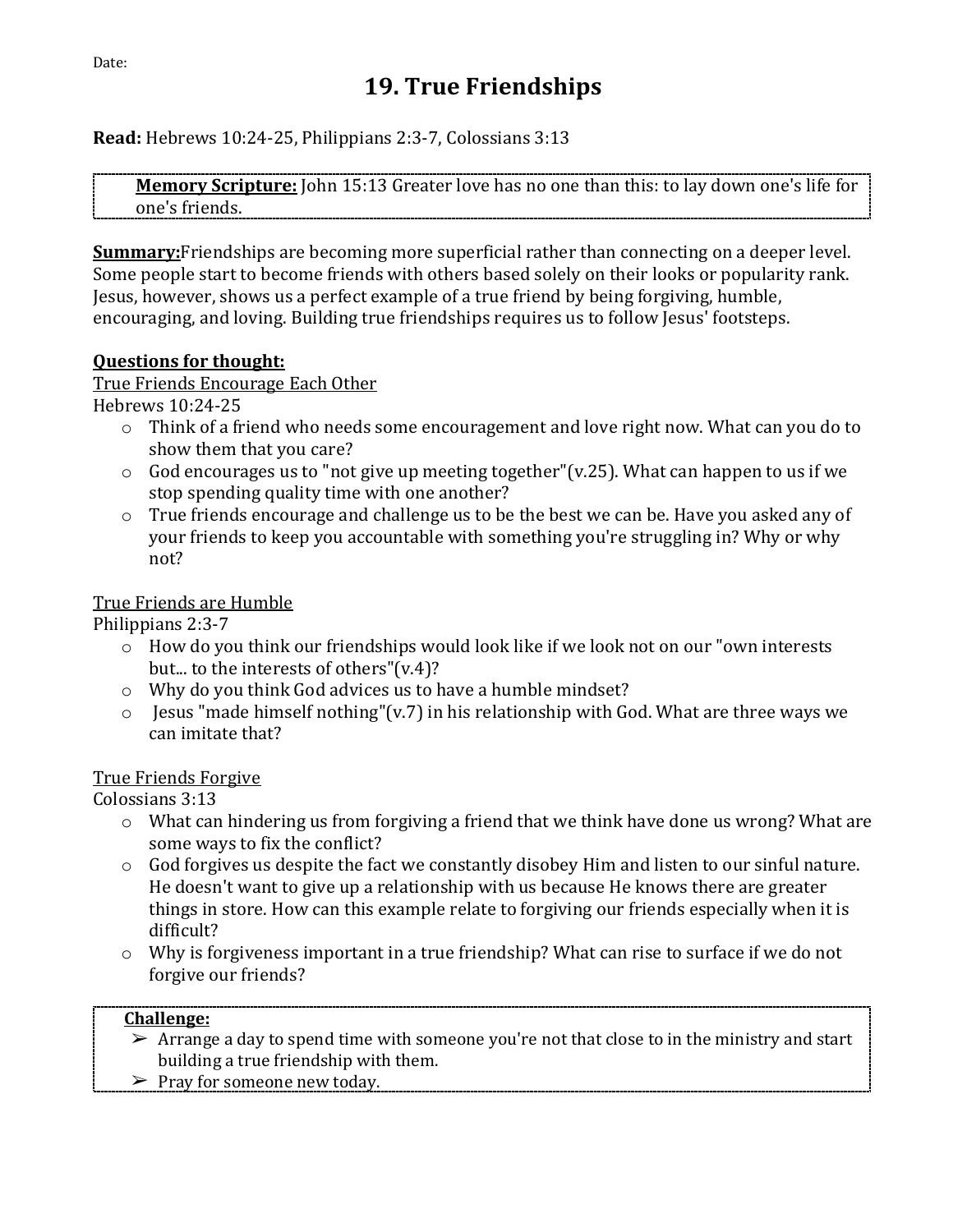Date:

# 19. True Friendships

**Read:** Hebrews 10:24-25, Philippians 2:3-7, Colossians 3:13

> **Memory Scripture:** John 15:13 Greater love has no one than this: to lay down one's life for one's friends.

**Summary:**Friendships are becoming more superficial rather than connecting on a deeper level. Some people start to become friends with others based solely on their looks or popularity rank. Jesus, however, shows us a perfect example of a true friend by being forgiving, humble, encouraging, and loving. Building true friendships requires us to follow Jesus' footsteps.

**Questions for thought:**

True Friends Encourage Each Other

Hebrews 10:24-25

- Think of a friend who needs some encouragement and love right now. What can you do to show them that you care?
- God encourages us to "not give up meeting together"(v.25). What can happen to us if we stop spending quality time with one another?
- True friends encourage and challenge us to be the best we can be. Have you asked any of your friends to keep you accountable with something you're struggling in? Why or why not?

True Friends are Humble

Philippians 2:3-7

- How do you think our friendships would look like if we look not on our "own interests but... to the interests of others"(v.4)?
- Why do you think God advices us to have a humble mindset?
- Jesus "made himself nothing"(v.7) in his relationship with God. What are three ways we can imitate that?

True Friends Forgive

Colossians 3:13

- What can hindering us from forgiving a friend that we think have done us wrong? What are some ways to fix the conflict?
- God forgives us despite the fact we constantly disobey Him and listen to our sinful nature. He doesn't want to give up a relationship with us because He knows there are greater things in store. How can this example relate to forgiving our friends especially when it is difficult?
- Why is forgiveness important in a true friendship? What can rise to surface if we do not forgive our friends?

> **Challenge:**
> - Arrange a day to spend time with someone you're not that close to in the ministry and start building a true friendship with them.
> - Pray for someone new today.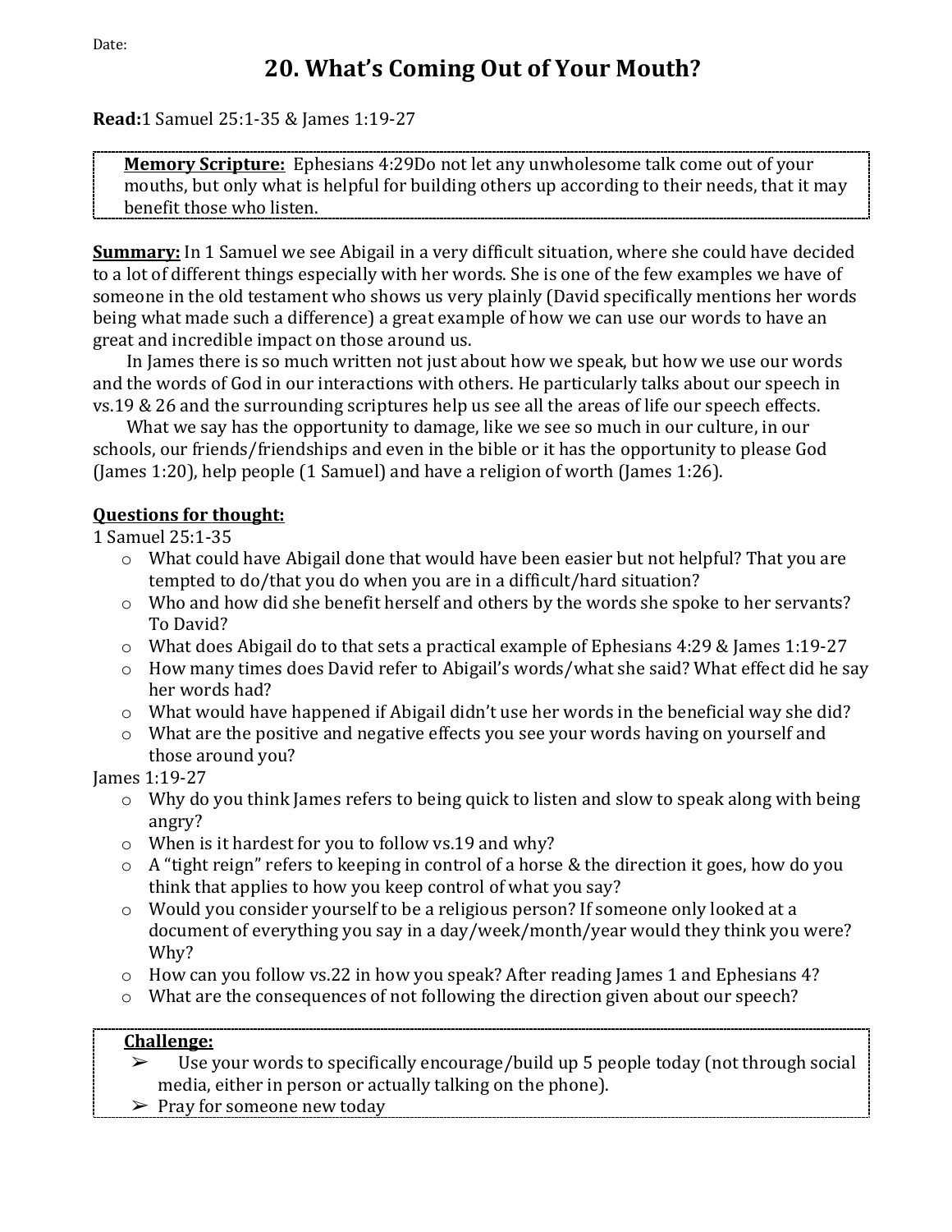Date:

# 20. What's Coming Out of Your Mouth?

**Read:** 1 Samuel 25:1-35 & James 1:19-27

> **Memory Scripture:** Ephesians 4:29Do not let any unwholesome talk come out of your mouths, but only what is helpful for building others up according to their needs, that it may benefit those who listen.

**Summary:** In 1 Samuel we see Abigail in a very difficult situation, where she could have decided to a lot of different things especially with her words. She is one of the few examples we have of someone in the old testament who shows us very plainly (David specifically mentions her words being what made such a difference) a great example of how we can use our words to have an great and incredible impact on those around us.

In James there is so much written not just about how we speak, but how we use our words and the words of God in our interactions with others. He particularly talks about our speech in vs.19 & 26 and the surrounding scriptures help us see all the areas of life our speech effects.

What we say has the opportunity to damage, like we see so much in our culture, in our schools, our friends/friendships and even in the bible or it has the opportunity to please God (James 1:20), help people (1 Samuel) and have a religion of worth (James 1:26).

**Questions for thought:**

1 Samuel 25:1-35

- What could have Abigail done that would have been easier but not helpful? That you are tempted to do/that you do when you are in a difficult/hard situation?
- Who and how did she benefit herself and others by the words she spoke to her servants? To David?
- What does Abigail do to that sets a practical example of Ephesians 4:29 & James 1:19-27
- How many times does David refer to Abigail's words/what she said? What effect did he say her words had?
- What would have happened if Abigail didn't use her words in the beneficial way she did?
- What are the positive and negative effects you see your words having on yourself and those around you?

James 1:19-27

- Why do you think James refers to being quick to listen and slow to speak along with being angry?
- When is it hardest for you to follow vs.19 and why?
- A "tight reign" refers to keeping in control of a horse & the direction it goes, how do you think that applies to how you keep control of what you say?
- Would you consider yourself to be a religious person? If someone only looked at a document of everything you say in a day/week/month/year would they think you were? Why?
- How can you follow vs.22 in how you speak? After reading James 1 and Ephesians 4?
- What are the consequences of not following the direction given about our speech?

> **Challenge:**
> - Use your words to specifically encourage/build up 5 people today (not through social media, either in person or actually talking on the phone).
> - Pray for someone new today